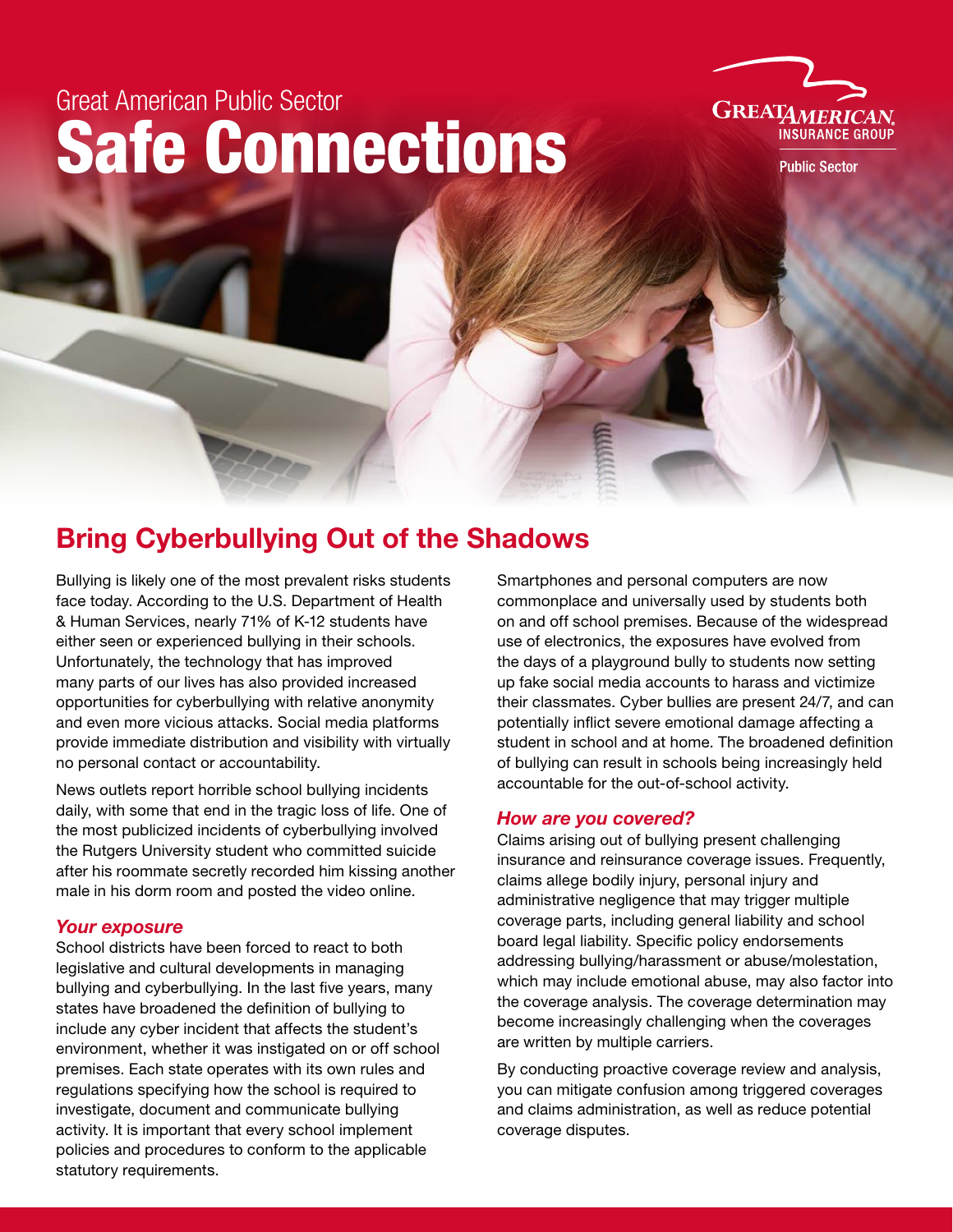Great American Public Sector

# Safe Connections

GREAT AMERICAN INSURANCE GROUP
Public Sector

## Bring Cyberbullying Out of the Shadows

Bullying is likely one of the most prevalent risks students face today. According to the U.S. Department of Health & Human Services, nearly 71% of K-12 students have either seen or experienced bullying in their schools. Unfortunately, the technology that has improved many parts of our lives has also provided increased opportunities for cyberbullying with relative anonymity and even more vicious attacks. Social media platforms provide immediate distribution and visibility with virtually no personal contact or accountability.

News outlets report horrible school bullying incidents daily, with some that end in the tragic loss of life. One of the most publicized incidents of cyberbullying involved the Rutgers University student who committed suicide after his roommate secretly recorded him kissing another male in his dorm room and posted the video online.

### *Your exposure*

School districts have been forced to react to both legislative and cultural developments in managing bullying and cyberbullying. In the last five years, many states have broadened the definition of bullying to include any cyber incident that affects the student's environment, whether it was instigated on or off school premises. Each state operates with its own rules and regulations specifying how the school is required to investigate, document and communicate bullying activity. It is important that every school implement policies and procedures to conform to the applicable statutory requirements.

Smartphones and personal computers are now commonplace and universally used by students both on and off school premises. Because of the widespread use of electronics, the exposures have evolved from the days of a playground bully to students now setting up fake social media accounts to harass and victimize their classmates. Cyber bullies are present 24/7, and can potentially inflict severe emotional damage affecting a student in school and at home. The broadened definition of bullying can result in schools being increasingly held accountable for the out-of-school activity.

### *How are you covered?*

Claims arising out of bullying present challenging insurance and reinsurance coverage issues. Frequently, claims allege bodily injury, personal injury and administrative negligence that may trigger multiple coverage parts, including general liability and school board legal liability. Specific policy endorsements addressing bullying/harassment or abuse/molestation, which may include emotional abuse, may also factor into the coverage analysis. The coverage determination may become increasingly challenging when the coverages are written by multiple carriers.

By conducting proactive coverage review and analysis, you can mitigate confusion among triggered coverages and claims administration, as well as reduce potential coverage disputes.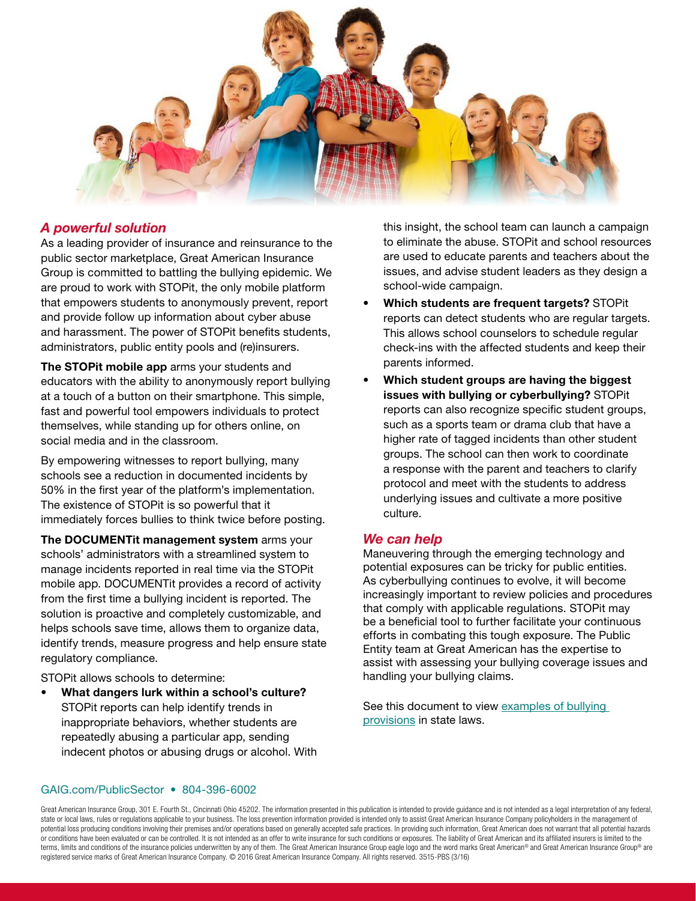## *A powerful solution*

As a leading provider of insurance and reinsurance to the public sector marketplace, Great American Insurance Group is committed to battling the bullying epidemic. We are proud to work with STOPit, the only mobile platform that empowers students to anonymously prevent, report and provide follow up information about cyber abuse and harassment. The power of STOPit benefits students, administrators, public entity pools and (re)insurers.

**The STOPit mobile app** arms your students and educators with the ability to anonymously report bullying at a touch of a button on their smartphone. This simple, fast and powerful tool empowers individuals to protect themselves, while standing up for others online, on social media and in the classroom.

By empowering witnesses to report bullying, many schools see a reduction in documented incidents by 50% in the first year of the platform's implementation. The existence of STOPit is so powerful that it immediately forces bullies to think twice before posting.

**The DOCUMENTit management system** arms your schools' administrators with a streamlined system to manage incidents reported in real time via the STOPit mobile app. DOCUMENTit provides a record of activity from the first time a bullying incident is reported. The solution is proactive and completely customizable, and helps schools save time, allows them to organize data, identify trends, measure progress and help ensure state regulatory compliance.

STOPit allows schools to determine:

- **What dangers lurk within a school's culture?** STOPit reports can help identify trends in inappropriate behaviors, whether students are repeatedly abusing a particular app, sending indecent photos or abusing drugs or alcohol. With this insight, the school team can launch a campaign to eliminate the abuse. STOPit and school resources are used to educate parents and teachers about the issues, and advise student leaders as they design a school-wide campaign.
- **Which students are frequent targets?** STOPit reports can detect students who are regular targets. This allows school counselors to schedule regular check-ins with the affected students and keep their parents informed.
- **Which student groups are having the biggest issues with bullying or cyberbullying?** STOPit reports can also recognize specific student groups, such as a sports team or drama club that have a higher rate of tagged incidents than other student groups. The school can then work to coordinate a response with the parent and teachers to clarify protocol and meet with the students to address underlying issues and cultivate a more positive culture.

## *We can help*

Maneuvering through the emerging technology and potential exposures can be tricky for public entities. As cyberbullying continues to evolve, it will become increasingly important to review policies and procedures that comply with applicable regulations. STOPit may be a beneficial tool to further facilitate your continuous efforts in combating this tough exposure. The Public Entity team at Great American has the expertise to assist with assessing your bullying coverage issues and handling your bullying claims.

See this document to view examples of bullying provisions in state laws.

GAIG.com/PublicSector • 804-396-6002

Great American Insurance Group, 301 E. Fourth St., Cincinnati Ohio 45202. The information presented in this publication is intended to provide guidance and is not intended as a legal interpretation of any federal, state or local laws, rules or regulations applicable to your business. The loss prevention information provided is intended only to assist Great American Insurance Company policyholders in the management of potential loss producing conditions involving their premises and/or operations based on generally accepted safe practices. In providing such information, Great American does not warrant that all potential hazards or conditions have been evaluated or can be controlled. It is not intended as an offer to write insurance for such conditions or exposures. The liability of Great American and its affiliated insurers is limited to the terms, limits and conditions of the insurance policies underwritten by any of them. The Great American Insurance Group eagle logo and the word marks Great American® and Great American Insurance Group® are registered service marks of Great American Insurance Company. © 2016 Great American Insurance Company. All rights reserved. 3515-PBS (3/16)